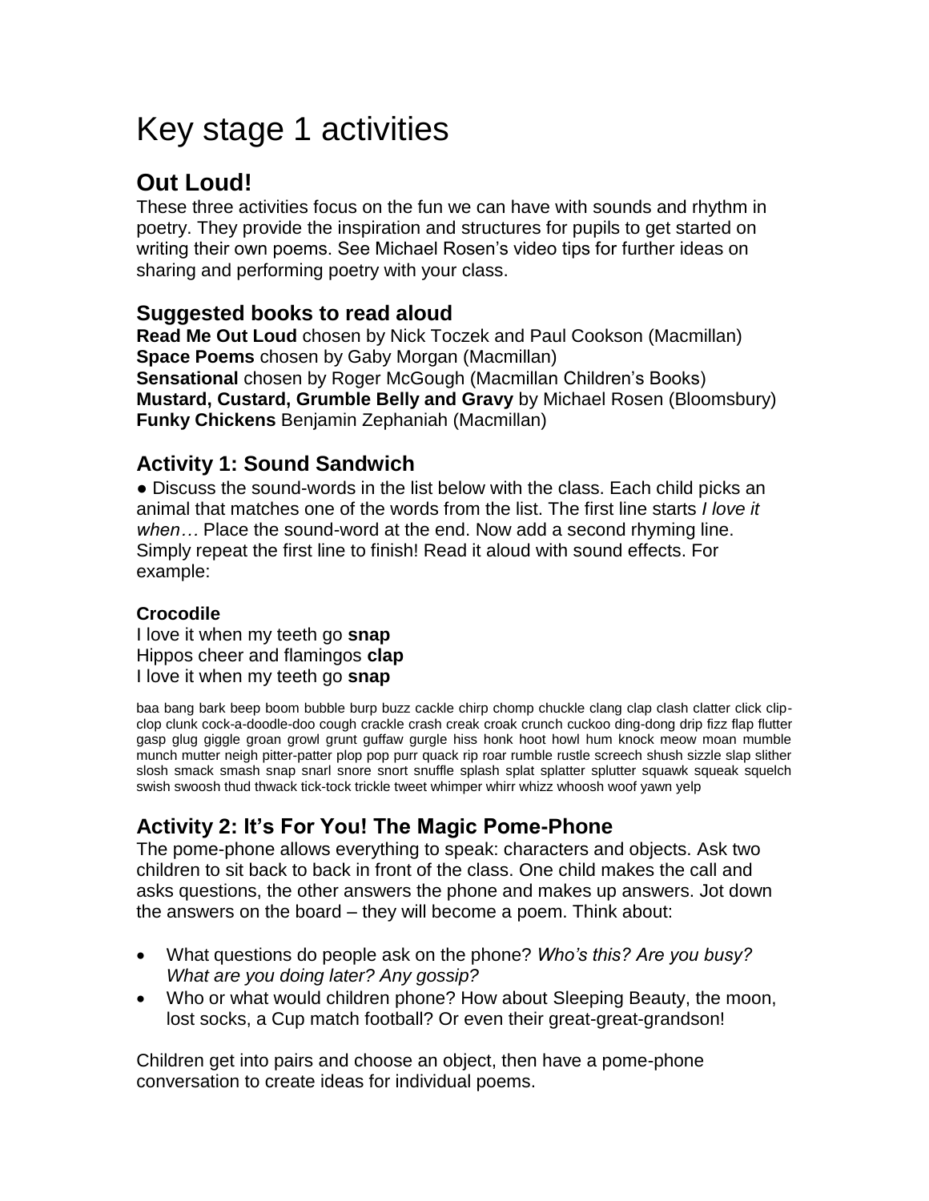# Key stage 1 activities

## Out Loud!

These three activities focus on the fun we can have with sounds and rhythm in poetry. They provide the inspiration and structures for pupils to get started on writing their own poems. See Michael Rosen's video tips for further ideas on sharing and performing poetry with your class.

### Suggested books to read aloud

**Read Me Out Loud** chosen by Nick Toczek and Paul Cookson (Macmillan)
**Space Poems** chosen by Gaby Morgan (Macmillan)
**Sensational** chosen by Roger McGough (Macmillan Children's Books)
**Mustard, Custard, Grumble Belly and Gravy** by Michael Rosen (Bloomsbury)
**Funky Chickens** Benjamin Zephaniah (Macmillan)

### Activity 1: Sound Sandwich

● Discuss the sound-words in the list below with the class. Each child picks an animal that matches one of the words from the list. The first line starts *I love it when…* Place the sound-word at the end. Now add a second rhyming line. Simply repeat the first line to finish! Read it aloud with sound effects. For example:

**Crocodile**
I love it when my teeth go **snap**
Hippos cheer and flamingos **clap**
I love it when my teeth go **snap**

baa bang bark beep boom bubble burp buzz cackle chirp chomp chuckle clang clap clash clatter click clip-clop clunk cock-a-doodle-doo cough crackle crash creak croak crunch cuckoo ding-dong drip fizz flap flutter gasp glug giggle groan growl grunt guffaw gurgle hiss honk hoot howl hum knock meow moan mumble munch mutter neigh pitter-patter plop pop purr quack rip roar rumble rustle screech shush sizzle slap slither slosh smack smash snap snarl snore snort snuffle splash splat splatter splutter squawk squeak squelch swish swoosh thud thwack tick-tock trickle tweet whimper whirr whizz whoosh woof yawn yelp

### Activity 2: It's For You! The Magic Pome-Phone

The pome-phone allows everything to speak: characters and objects. Ask two children to sit back to back in front of the class. One child makes the call and asks questions, the other answers the phone and makes up answers. Jot down the answers on the board – they will become a poem. Think about:

- What questions do people ask on the phone? *Who's this? Are you busy? What are you doing later? Any gossip?*
- Who or what would children phone? How about Sleeping Beauty, the moon, lost socks, a Cup match football? Or even their great-great-grandson!

Children get into pairs and choose an object, then have a pome-phone conversation to create ideas for individual poems.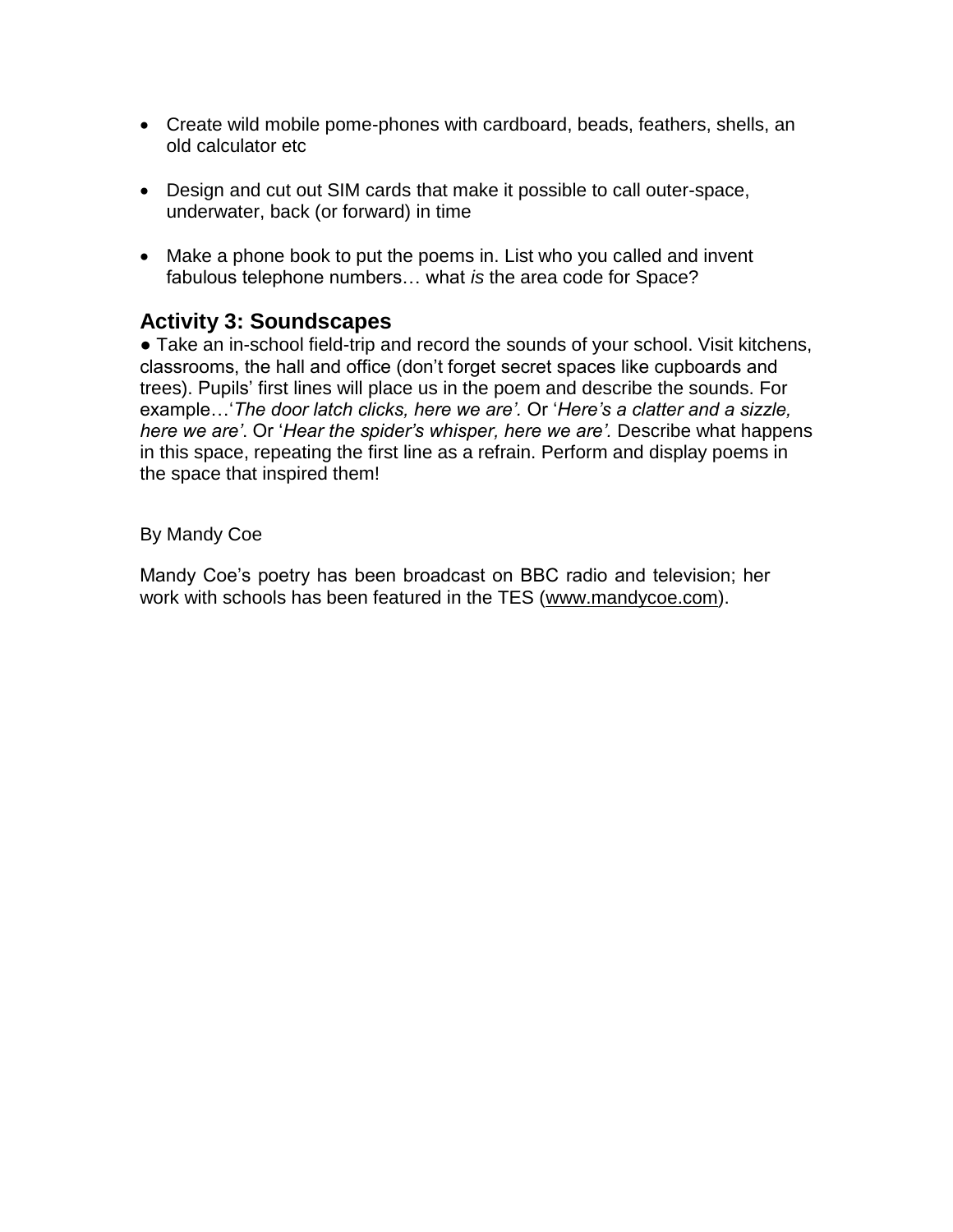- Create wild mobile pome-phones with cardboard, beads, feathers, shells, an old calculator etc
- Design and cut out SIM cards that make it possible to call outer-space, underwater, back (or forward) in time
- Make a phone book to put the poems in. List who you called and invent fabulous telephone numbers… what *is* the area code for Space?

## Activity 3: Soundscapes

● Take an in-school field-trip and record the sounds of your school. Visit kitchens, classrooms, the hall and office (don't forget secret spaces like cupboards and trees). Pupils' first lines will place us in the poem and describe the sounds. For example…'*The door latch clicks, here we are'.* Or '*Here's a clatter and a sizzle, here we are'*. Or '*Hear the spider's whisper, here we are'.* Describe what happens in this space, repeating the first line as a refrain. Perform and display poems in the space that inspired them!

By Mandy Coe

Mandy Coe's poetry has been broadcast on BBC radio and television; her work with schools has been featured in the TES (www.mandycoe.com).